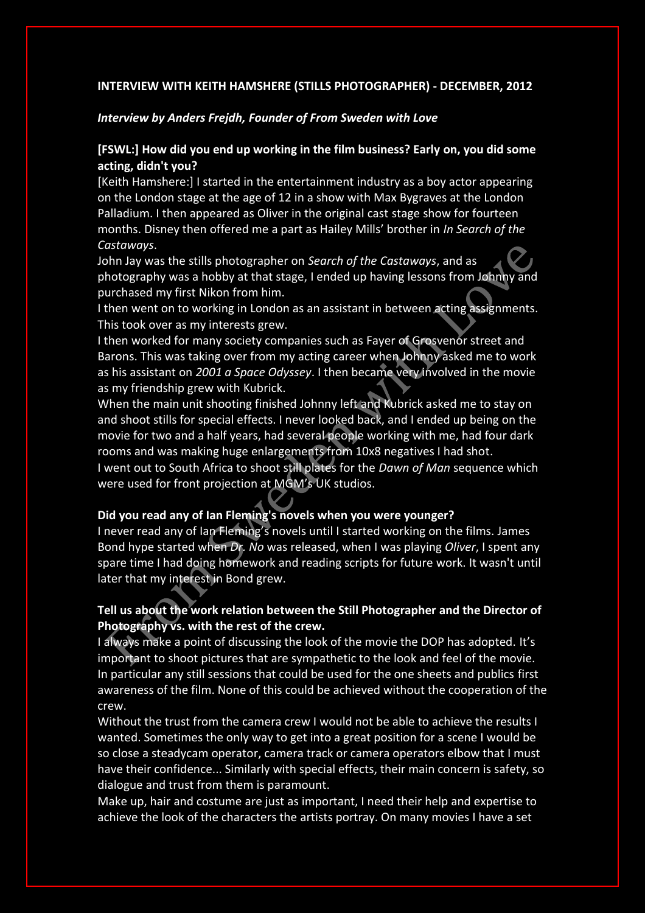**INTERVIEW WITH KEITH HAMSHERE (STILLS PHOTOGRAPHER) - DECEMBER, 2012**

***Interview by Anders Frejdh, Founder of From Sweden with Love***

**[FSWL:] How did you end up working in the film business? Early on, you did some acting, didn't you?**

[Keith Hamshere:] I started in the entertainment industry as a boy actor appearing on the London stage at the age of 12 in a show with Max Bygraves at the London Palladium. I then appeared as Oliver in the original cast stage show for fourteen months. Disney then offered me a part as Hailey Mills' brother in *In Search of the Castaways*.

John Jay was the stills photographer on *Search of the Castaways*, and as photography was a hobby at that stage, I ended up having lessons from Johnny and purchased my first Nikon from him.

I then went on to working in London as an assistant in between acting assignments. This took over as my interests grew.

I then worked for many society companies such as Fayer of Grosvenor street and Barons. This was taking over from my acting career when Johnny asked me to work as his assistant on *2001 a Space Odyssey*. I then became very involved in the movie as my friendship grew with Kubrick.

When the main unit shooting finished Johnny left and Kubrick asked me to stay on and shoot stills for special effects. I never looked back, and I ended up being on the movie for two and a half years, had several people working with me, had four dark rooms and was making huge enlargements from 10x8 negatives I had shot.

I went out to South Africa to shoot the plates for the *Dawn of Man* sequence which were used for front projection at MGM's UK studios.

**Did you read any of Ian Fleming's novels when you were younger?**

I never read any of Ian Fleming's novels until I started working on the films. James Bond hype started when *Dr. No* was released, when I was playing *Oliver*, I spent any spare time I had doing homework and reading scripts for future work. It wasn't until later that my interest in Bond grew.

**Tell us about the work relation between the Still Photographer and the Director of Photography vs. with the rest of the crew.**

I always make a point of discussing the look of the movie the DOP has adopted. It's important to shoot pictures that are sympathetic to the look and feel of the movie. In particular any still sessions that could be used for the one sheets and publics first awareness of the film. None of this could be achieved without the cooperation of the crew.

Without the trust from the camera crew I would not be able to achieve the results I wanted. Sometimes the only way to get into a great position for a scene I would be so close a steadycam operator, camera track or camera operators elbow that I must have their confidence... Similarly with special effects, their main concern is safety, so dialogue and trust from them is paramount.

Make up, hair and costume are just as important, I need their help and expertise to achieve the look of the characters the artists portray. On many movies I have a set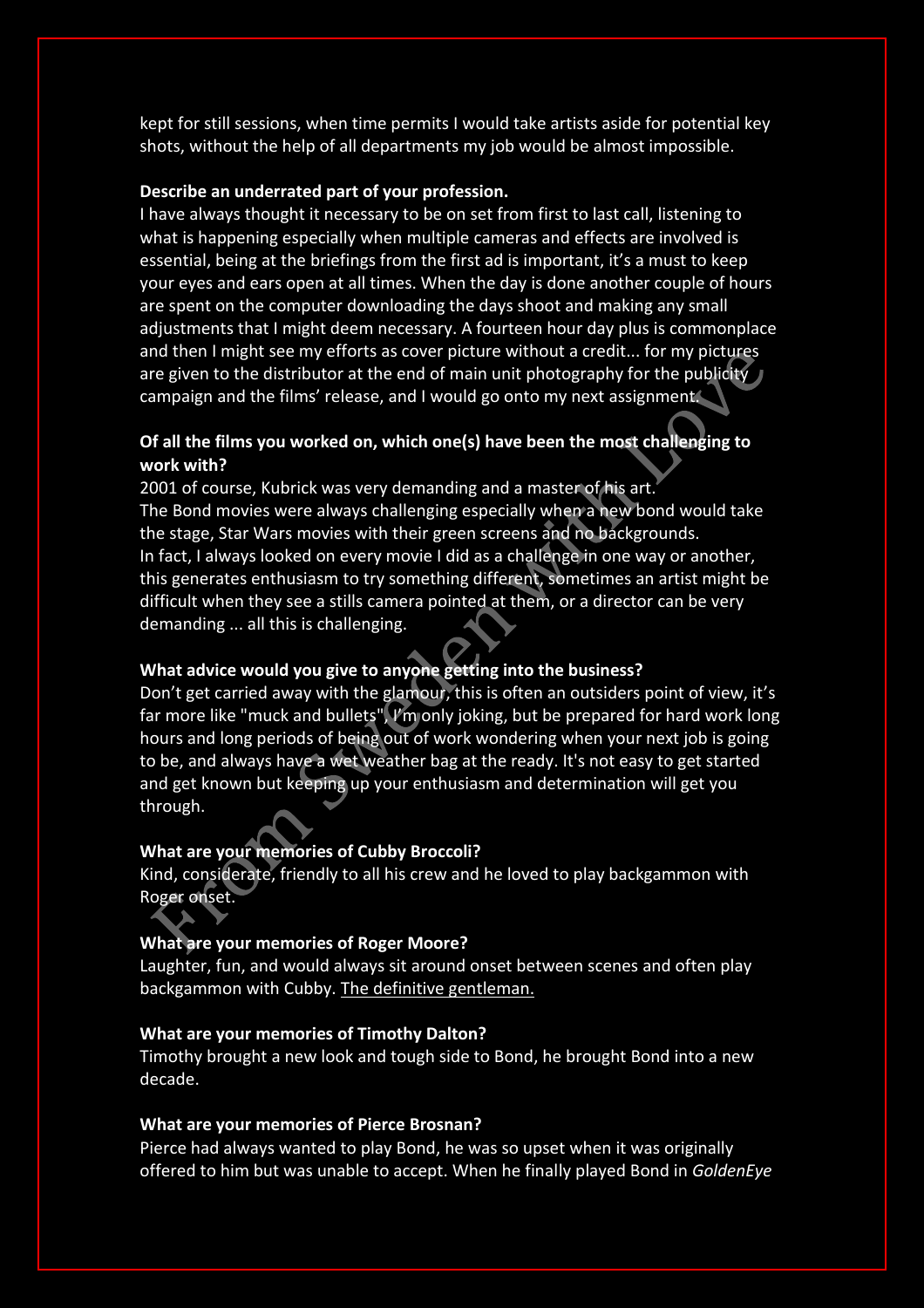kept for still sessions, when time permits I would take artists aside for potential key shots, without the help of all departments my job would be almost impossible.

**Describe an underrated part of your profession.**

I have always thought it necessary to be on set from first to last call, listening to what is happening especially when multiple cameras and effects are involved is essential, being at the briefings from the first ad is important, it's a must to keep your eyes and ears open at all times. When the day is done another couple of hours are spent on the computer downloading the days shoot and making any small adjustments that I might deem necessary. A fourteen hour day plus is commonplace and then I might see my efforts as cover picture without a credit... for my pictures are given to the distributor at the end of main unit photography for the public campaign and the films' release, and I would go onto my next assignment.

**Of all the films you worked on, which one(s) have been the most challenging to work with?**

2001 of course, Kubrick was very demanding and a master of his art.
The Bond movies were always challenging especially when a new bond would take the stage, Star Wars movies with their green screens and backgrounds.
In fact, I always looked on every movie I did as a challenge in one way or another, this generates enthusiasm to try something different, sometimes an artist might be difficult when they see a stills camera pointed at them, or a director can be very demanding ... all this is challenging.

**What advice would you give to anyone getting into the business?**

Don't get carried away with the glamour, this is often an outsiders point of view, it's far more like "muck and bullets" only joking, but be prepared for hard work long hours and long periods of being out of work wondering when your next job is going to be, and always have a bad weather bag at the ready. It's not easy to get started and get known but keeping up your enthusiasm and determination will get you through.

**What are your memories of Cubby Broccoli?**

Kind, considerate, friendly to all his crew and he loved to play backgammon with Roger onset.

**What are your memories of Roger Moore?**

Laughter, fun, and would always sit around onset between scenes and often play backgammon with Cubby. The definitive gentleman.

**What are your memories of Timothy Dalton?**

Timothy brought a new look and tough side to Bond, he brought Bond into a new decade.

**What are your memories of Pierce Brosnan?**

Pierce had always wanted to play Bond, he was so upset when it was originally offered to him but was unable to accept. When he finally played Bond in *GoldenEye*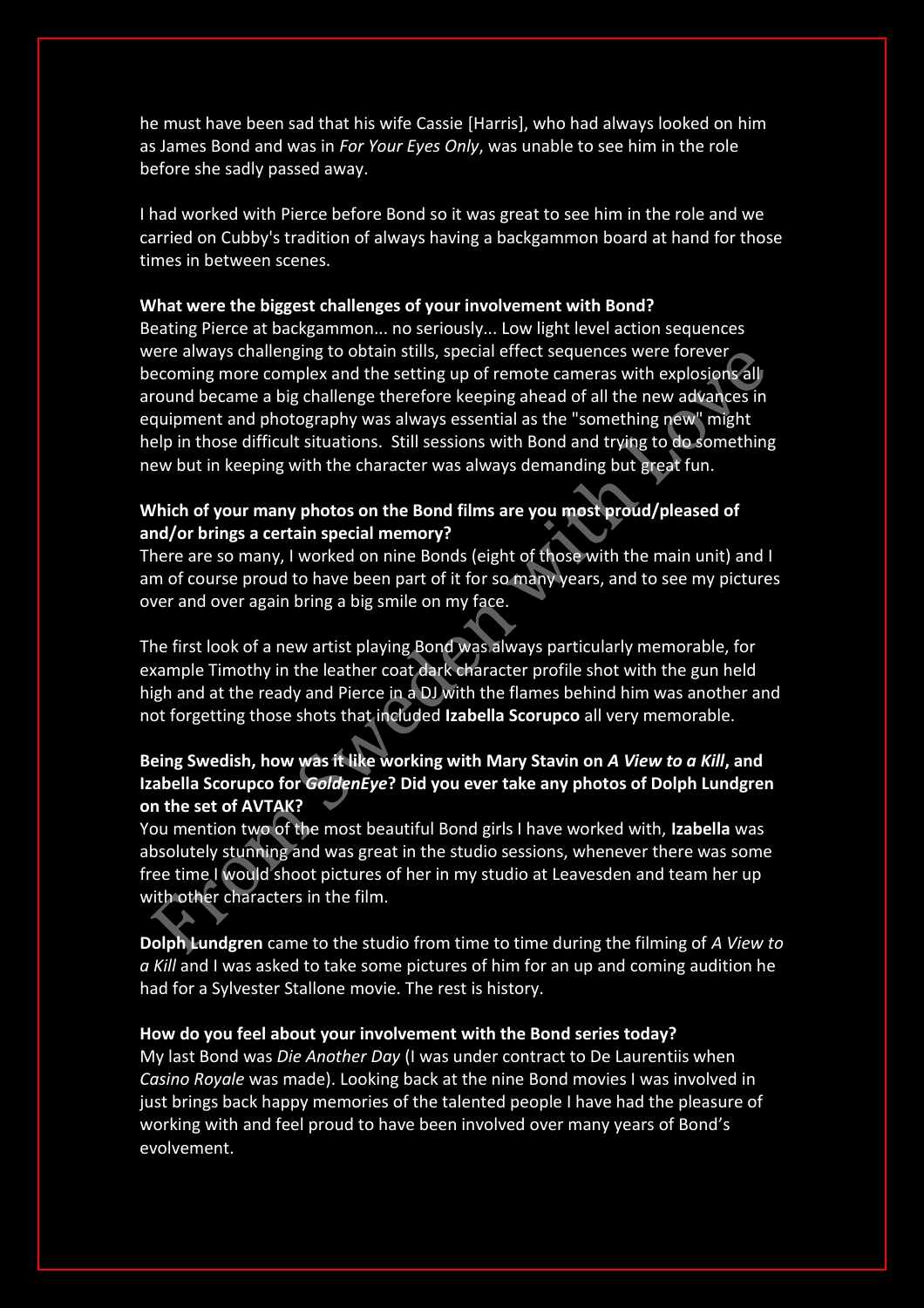he must have been sad that his wife Cassie [Harris], who had always looked on him as James Bond and was in *For Your Eyes Only*, was unable to see him in the role before she sadly passed away.

I had worked with Pierce before Bond so it was great to see him in the role and we carried on Cubby's tradition of always having a backgammon board at hand for those times in between scenes.

**What were the biggest challenges of your involvement with Bond?**
Beating Pierce at backgammon... no seriously... Low light level action sequences were always challenging to obtain stills, special effect sequences were forever becoming more complex and the setting up of remote cameras with explosions all around became a big challenge therefore keeping ahead of all the new advances in equipment and photography was always essential as the "something new" might help in those difficult situations. Still sessions with Bond and trying to do something new but in keeping with the character was always demanding but great fun.

**Which of your many photos on the Bond films are you most proud/pleased of and/or brings a certain special memory?**
There are so many, I worked on nine Bonds (eight of those with the main unit) and I am of course proud to have been part of it for so many years, and to see my pictures over and over again bring a big smile on my face.

The first look of a new artist playing Bond was always particularly memorable, for example Timothy in the leather coat character profile shot with the gun held high and at the ready and Pierce in a DJ with the flames behind him was another and not forgetting those shots that included **Izabella Scorupco** all very memorable.

**Being Swedish, how was it like working with Mary Stavin on *A View to a Kill*, and Izabella Scorupco for *GoldenEye*? Did you ever take any photos of Dolph Lundgren on the set of AVTAK?**
You mention two the most beautiful Bond girls I have worked with, **Izabella** was absolutely stunning and was great in the studio sessions, whenever there was some free time I would shoot pictures of her in my studio at Leavesden and team her up with other characters in the film.

**Dolph Lundgren** came to the studio from time to time during the filming of *A View to a Kill* and I was asked to take some pictures of him for an up and coming audition he had for a Sylvester Stallone movie. The rest is history.

**How do you feel about your involvement with the Bond series today?**
My last Bond was *Die Another Day* (I was under contract to De Laurentiis when *Casino Royale* was made). Looking back at the nine Bond movies I was involved in just brings back happy memories of the talented people I have had the pleasure of working with and feel proud to have been involved over many years of Bond's evolvement.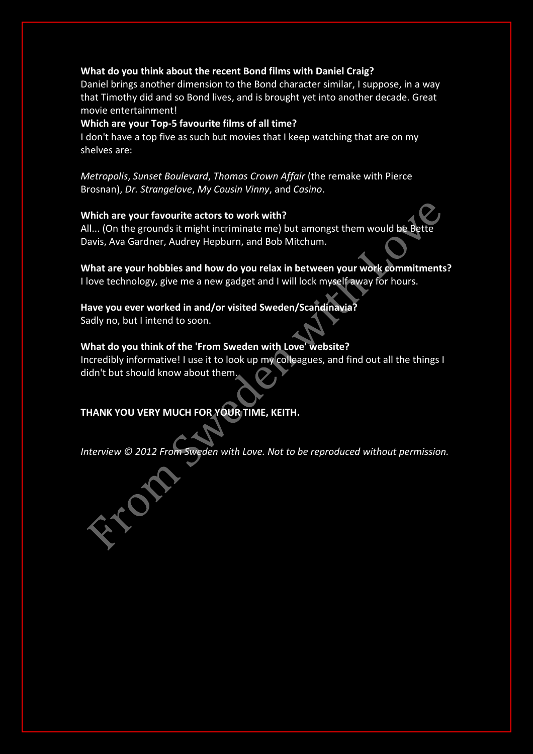**What do you think about the recent Bond films with Daniel Craig?**
Daniel brings another dimension to the Bond character similar, I suppose, in a way that Timothy did and so Bond lives, and is brought yet into another decade. Great movie entertainment!

**Which are your Top-5 favourite films of all time?**
I don't have a top five as such but movies that I keep watching that are on my shelves are:

*Metropolis*, *Sunset Boulevard*, *Thomas Crown Affair* (the remake with Pierce Brosnan), *Dr. Strangelove*, *My Cousin Vinny*, and *Casino*.

**Which are your favourite actors to work with?**
All... (On the grounds it might incriminate me) but amongst them would be Bette Davis, Ava Gardner, Audrey Hepburn, and Bob Mitchum.

**What are your hobbies and how do you relax in between your work commitments?**
I love technology, give me a new gadget and I will lock myself away for hours.

**Have you ever worked in and/or visited Sweden/Scandinavia?**
Sadly no, but I intend to soon.

**What do you think of the 'From Sweden with Love' website?**
Incredibly informative! I use it to look up my colleagues, and find out all the things I didn't but should know about them.

**THANK YOU VERY MUCH FOR YOUR TIME, KEITH.**

*Interview © 2012 From Sweden with Love. Not to be reproduced without permission.*